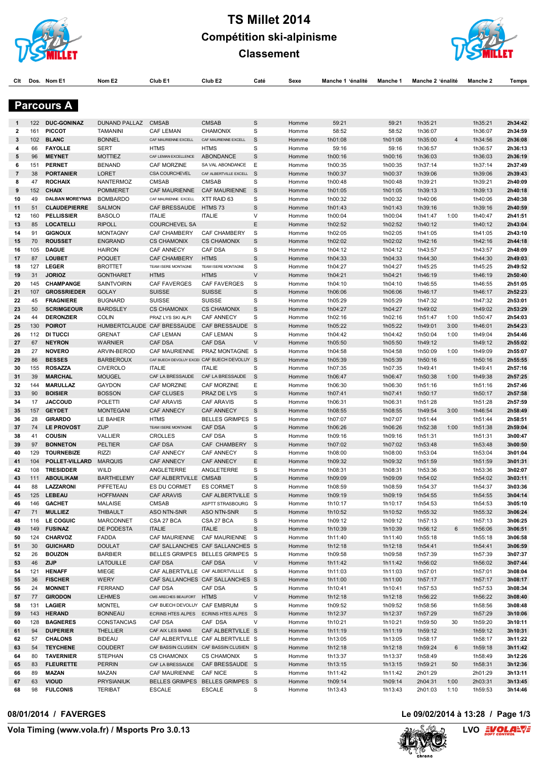# TS Millet 2014

## Compétition ski-alpinisme

## Classement

### Parcours A

| Clt | Dos. | Nom E1 | Nom E2 | Club E1 | Club E2 | Caté | Sexe | Manche 1 | Pénalité | Manche 1 | Manche 2 | Pénalité | Manche 2 | Temps |
|---|---|---|---|---|---|---|---|---|---|---|---|---|---|---|
| 1 | 122 | **DUC-GONINAZ** | DUNAND PALLAZ | CMSAB | CMSAB | S | Homme | 59:21 | | 59:21 | 1h35:21 | | 1h35:21 | **2h34:42** |
| 2 | 161 | **PICCOT** | TAMANINI | CAF LEMAN | CHAMONIX | S | Homme | 58:52 | | 58:52 | 1h36:07 | | 1h36:07 | **2h34:59** |
| 3 | 102 | **BLANC** | BONNEL | CAF MAURIENNE EXCELL | CAF MAURIENNE EXCELL | S | Homme | 1h01:08 | | 1h01:08 | 1h35:00 | 4 | 1h34:56 | **2h36:08** |
| 4 | 66 | **FAYOLLE** | SERT | HTMS | HTMS | S | Homme | 59:16 | | 59:16 | 1h36:57 | | 1h36:57 | **2h36:13** |
| 5 | 96 | **MEYNET** | MOTTIEZ | CAF LEMAN EXCELLENCE | ABONDANCE | S | Homme | 1h00:16 | | 1h00:16 | 1h36:03 | | 1h36:03 | **2h36:19** |
| 6 | 151 | **PERNET** | BENAND | CAF MORZINE | SA VAL ABONDANCE | E | Homme | 1h00:35 | | 1h00:35 | 1h37:14 | | 1h37:14 | **2h37:49** |
| 7 | 38 | **PORTANIER** | LORET | CSA COURCHEVEL | CAF ALBERTVILLE EXCELL | S | Homme | 1h00:37 | | 1h00:37 | 1h39:06 | | 1h39:06 | **2h39:43** |
| 8 | 47 | **ROCHAIX** | NANTERMOZ | CMSAB | CMSAB | S | Homme | 1h00:48 | | 1h00:48 | 1h39:21 | | 1h39:21 | **2h40:09** |
| 9 | 152 | **CHAIX** | POMMERET | CAF MAURIENNE | CAF MAURIENNE | S | Homme | 1h01:05 | | 1h01:05 | 1h39:13 | | 1h39:13 | **2h40:18** |
| 10 | 49 | **DALBAN MOREYNAS** | BOMBARDO | CAF MAURIENNE EXCELL | XTT RAID 63 | S | Homme | 1h00:32 | | 1h00:32 | 1h40:06 | | 1h40:06 | **2h40:38** |
| 11 | 51 | **CLAUDEPIERRE** | SALMON | CAF BRESSAUDE | HTMS 73 | S | Homme | 1h01:43 | | 1h01:43 | 1h39:16 | | 1h39:16 | **2h40:59** |
| 12 | 160 | **PELLISSIER** | BASOLO | ITALIE | ITALIE | V | Homme | 1h00:04 | | 1h00:04 | 1h41:47 | 1:00 | 1h40:47 | **2h41:51** |
| 13 | 85 | **LOCATELLI** | RIPOLL | COURCHEVEL SA | | E | Homme | 1h02:52 | | 1h02:52 | 1h40:12 | | 1h40:12 | **2h43:04** |
| 14 | 91 | **GIGNOUX** | MONTAGNY | CAF CHAMBERY | CAF CHAMBERY | S | Homme | 1h02:05 | | 1h02:05 | 1h41:05 | | 1h41:05 | **2h43:10** |
| 15 | 70 | **ROUSSET** | ENGRAND | CS CHAMONIX | CS CHAMONIX | S | Homme | 1h02:02 | | 1h02:02 | 1h42:16 | | 1h42:16 | **2h44:18** |
| 16 | 105 | **DAGUE** | HAIRON | CAF ANNECY | CAF DSA | S | Homme | 1h04:12 | | 1h04:12 | 1h43:57 | | 1h43:57 | **2h48:09** |
| 17 | 87 | **LOUBET** | POQUET | CAF CHAMBERY | HTMS | S | Homme | 1h04:33 | | 1h04:33 | 1h44:30 | | 1h44:30 | **2h49:03** |
| 18 | 127 | **LEGER** | BROTTET | TEAM ISERE MONTAGNE | TEAM ISERE MONTAGNE | S | Homme | 1h04:27 | | 1h04:27 | 1h45:25 | | 1h45:25 | **2h49:52** |
| 19 | 31 | **JORIOZ** | GONTHARET | HTMS | HTMS | V | Homme | 1h04:21 | | 1h04:21 | 1h46:19 | | 1h46:19 | **2h50:40** |
| 20 | 145 | **CHAMPANGE** | SAINTVOIRIN | CAF FAVERGES | CAF FAVERGES | S | Homme | 1h04:10 | | 1h04:10 | 1h46:55 | | 1h46:55 | **2h51:05** |
| 21 | 107 | **GROSSRIEDER** | GOLAY | SUISSE | SUISSE | S | Homme | 1h06:06 | | 1h06:06 | 1h46:17 | | 1h46:17 | **2h52:23** |
| 22 | 45 | **FRAGNIERE** | BUGNARD | SUISSE | SUISSE | S | Homme | 1h05:29 | | 1h05:29 | 1h47:32 | | 1h47:32 | **2h53:01** |
| 23 | 50 | **SCRIMGEOUR** | BARDSLEY | CS CHAMONIX | CS CHAMONIX | S | Homme | 1h04:27 | | 1h04:27 | 1h49:02 | | 1h49:02 | **2h53:29** |
| 24 | 44 | **DERONZIER** | COLIN | PRAZ LYS SKI ALPI | CAF ANNECY | S | Homme | 1h02:16 | | 1h02:16 | 1h51:47 | 1:00 | 1h50:47 | **2h54:03** |
| 25 | 130 | **POIROT** | HUMBERTCLAUDE | CAF BRESSAUDE | CAF BRESSAUDE | S | Homme | 1h05:22 | | 1h05:22 | 1h49:01 | 3:00 | 1h46:01 | **2h54:23** |
| 26 | 112 | **DI TUCCI** | GRENAT | CAF LEMAN | CAF LEMAN | S | Homme | 1h04:42 | | 1h04:42 | 1h50:04 | 1:00 | 1h49:04 | **2h54:46** |
| 27 | 67 | **NEYRON** | WARNIER | CAF DSA | CAF DSA | V | Homme | 1h05:50 | | 1h05:50 | 1h49:12 | | 1h49:12 | **2h55:02** |
| 28 | 27 | **NOVERO** | ARVIN-BEROD | CAF MAURIENNE | PRAZ MONTAGNE | S | Homme | 1h04:58 | | 1h04:58 | 1h50:09 | 1:00 | 1h49:09 | **2h55:07** |
| 29 | 86 | **BESSES** | BARBEROUX | CAF BUECH DEVOLUY EXCEL | CAF BUECH DEVOLUY | S | Homme | 1h05:39 | | 1h05:39 | 1h50:16 | | 1h50:16 | **2h55:55** |
| 30 | 155 | **ROSAZZA** | CIVEROLO | ITALIE | ITALIE | S | Homme | 1h07:35 | | 1h07:35 | 1h49:41 | | 1h49:41 | **2h57:16** |
| 31 | 39 | **MARCHAL** | MOUGEL | CAF LA BRESSAUDE | CAF LA BRESSAUDE | S | Homme | 1h06:47 | | 1h06:47 | 1h50:38 | 1:00 | 1h49:38 | **2h57:25** |
| 32 | 144 | **MARULLAZ** | GAYDON | CAF MORZINE | CAF MORZINE | E | Homme | 1h06:30 | | 1h06:30 | 1h51:16 | | 1h51:16 | **2h57:46** |
| 33 | 90 | **BOISIER** | BOSSON | CAF CLUSES | PRAZ DE LYS | S | Homme | 1h07:41 | | 1h07:41 | 1h50:17 | | 1h50:17 | **2h57:58** |
| 34 | 17 | **JACCOUD** | POLETTI | CAF ARAVIS | CAF ARAVIS | S | Homme | 1h06:31 | | 1h06:31 | 1h51:28 | | 1h51:28 | **2h57:59** |
| 35 | 157 | **GEYDET** | MONTEGANI | CAF ANNECY | CAF ANNECY | S | Homme | 1h08:55 | | 1h08:55 | 1h49:54 | 3:00 | 1h46:54 | **2h58:49** |
| 36 | 28 | **GIRARDO** | LE BAHER | HTMS | BELLES GRIMPES | S | Homme | 1h07:07 | | 1h07:07 | 1h51:44 | | 1h51:44 | **2h58:51** |
| 37 | 74 | **LE PROVOST** | ZIJP | TEAM ISERE MONTAGNE | CAF DSA | S | Homme | 1h06:26 | | 1h06:26 | 1h52:38 | 1:00 | 1h51:38 | **2h59:04** |
| 38 | 41 | **COUSIN** | VALLIER | CROLLES | CAF DSA | S | Homme | 1h09:16 | | 1h09:16 | 1h51:31 | | 1h51:31 | **3h00:47** |
| 39 | 97 | **BONNETON** | PELTIER | CAF DSA | CAF CHAMBERY | S | Homme | 1h07:02 | | 1h07:02 | 1h53:48 | | 1h53:48 | **3h00:50** |
| 40 | 129 | **TOURNEBIZE** | RIZZI | CAF ANNECY | CAF ANNECY | S | Homme | 1h08:00 | | 1h08:00 | 1h53:04 | | 1h53:04 | **3h01:04** |
| 41 | 104 | **POLLET-VILLARD** | MARQUIS | CAF ANNECY | CAF ANNECY | E | Homme | 1h09:32 | | 1h09:32 | 1h51:59 | | 1h51:59 | **3h01:31** |
| 42 | 108 | **TRESIDDER** | WILD | ANGLETERRE | ANGLETERRE | S | Homme | 1h08:31 | | 1h08:31 | 1h53:36 | | 1h53:36 | **3h02:07** |
| 43 | 111 | **ABOULIKAM** | BARTHELEMY | CAF ALBERTVILLE | CMSAB | S | Homme | 1h09:09 | | 1h09:09 | 1h54:02 | | 1h54:02 | **3h03:11** |
| 44 | 88 | **LAZZARONI** | PIFFETEAU | ES DU CORMET | ES CORMET | S | Homme | 1h08:59 | | 1h08:59 | 1h54:37 | | 1h54:37 | **3h03:36** |
| 45 | 125 | **LEBEAU** | HOFFMANN | CAF ARAVIS | CAF ALBERTVILLE | S | Homme | 1h09:19 | | 1h09:19 | 1h54:55 | | 1h54:55 | **3h04:14** |
| 46 | 146 | **GACHET** | MALAISE | CMSAB | ASPTT STRASBOURG | S | Homme | 1h10:17 | | 1h10:17 | 1h54:53 | | 1h54:53 | **3h05:10** |
| 47 | 71 | **MULLIEZ** | THIBAULT | ASO NTN-SNR | ASO NTN-SNR | S | Homme | 1h10:52 | | 1h10:52 | 1h55:32 | | 1h55:32 | **3h06:24** |
| 48 | 116 | **LE COGUIC** | MARCONNET | CSA 27 BCA | CSA 27 BCA | S | Homme | 1h09:12 | | 1h09:12 | 1h57:13 | | 1h57:13 | **3h06:25** |
| 49 | 149 | **FUSINAZ** | DE PODESTA | ITALIE | ITALIE | S | Homme | 1h10:39 | | 1h10:39 | 1h56:12 | 6 | 1h56:06 | **3h06:51** |
| 50 | 124 | **CHARVOZ** | FADDA | CAF MAURIENNE | CAF MAURIENNE | S | Homme | 1h11:40 | | 1h11:40 | 1h55:18 | | 1h55:18 | **3h06:58** |
| 51 | 30 | **GUICHARD** | DOULAT | CAF SALLANCHES | CAF SALLANCHES | S | Homme | 1h12:18 | | 1h12:18 | 1h54:41 | | 1h54:41 | **3h06:59** |
| 52 | 26 | **BOUZON** | BARBIER | BELLES GRIMPES | BELLES GRIMPES | S | Homme | 1h09:58 | | 1h09:58 | 1h57:39 | | 1h57:39 | **3h07:37** |
| 53 | 46 | **ZIJP** | LATOUILLE | CAF DSA | CAF DSA | V | Homme | 1h11:42 | | 1h11:42 | 1h56:02 | | 1h56:02 | **3h07:44** |
| 54 | 121 | **HENAFF** | MIEGE | CAF ALBERTVILLE | CAF ALBERTVILLE | S | Homme | 1h11:03 | | 1h11:03 | 1h57:01 | | 1h57:01 | **3h08:04** |
| 55 | 36 | **FISCHER** | WERY | CAF SALLANCHES | CAF SALLANCHES | S | Homme | 1h11:00 | | 1h11:00 | 1h57:17 | | 1h57:17 | **3h08:17** |
| 56 | 24 | **MONNET** | FERRAND | CAF DSA | CAF DSA | S | Homme | 1h10:41 | | 1h10:41 | 1h57:53 | | 1h57:53 | **3h08:34** |
| 57 | 77 | **GIRODON** | LEHMES | CMS ARECHES BEAUFORT | HTMS | V | Homme | 1h12:18 | | 1h12:18 | 1h56:22 | | 1h56:22 | **3h08:40** |
| 58 | 131 | **LAGIER** | MONTEL | CAF BUECH DEVOLUY | CAF EMBRUM | S | Homme | 1h09:52 | | 1h09:52 | 1h58:56 | | 1h58:56 | **3h08:48** |
| 59 | 143 | **HERAND** | BONNEAU | ECRINS HTES ALPES | ECRINS HTES ALPES | S | Homme | 1h12:37 | | 1h12:37 | 1h57:29 | | 1h57:29 | **3h10:06** |
| 60 | 128 | **BAGNERES** | CONSTANCIAS | CAF DSA | CAF DSA | V | Homme | 1h10:21 | | 1h10:21 | 1h59:50 | 30 | 1h59:20 | **3h10:11** |
| 61 | 94 | **DUPERIER** | THELLIER | CAF AIX LES BAINS | CAF ALBERTVILLE | S | Homme | 1h11:19 | | 1h11:19 | 1h59:12 | | 1h59:12 | **3h10:31** |
| 62 | 57 | **CHALONS** | BIDEAU | CAF ALBERTVILLE | CAF ALBERTVILLE | S | Homme | 1h13:05 | | 1h13:05 | 1h58:17 | | 1h58:17 | **3h11:22** |
| 63 | 54 | **TEYCHENE** | COUDERT | CAF BASSIN CLUSIEN | CAF BASSIN CLUSIEN | S | Homme | 1h12:18 | | 1h12:18 | 1h59:24 | 6 | 1h59:18 | **3h11:42** |
| 64 | 80 | **TAVERNIER** | STEPHAN | CS CHAMONIX | CS CHAMONIX | S | Homme | 1h13:37 | | 1h13:37 | 1h58:49 | | 1h58:49 | **3h12:26** |
| 65 | 83 | **FLEURETTE** | PERRIN | CAF LA BRESSAUDE | CAF BRESSAUDE | S | Homme | 1h13:15 | | 1h13:15 | 1h59:21 | 50 | 1h58:31 | **3h12:36** |
| 66 | 89 | **MAZAN** | MAZAN | CAF MAURIENNE | CAF NICE | S | Homme | 1h11:42 | | 1h11:42 | 2h01:29 | | 2h01:29 | **3h13:11** |
| 67 | 63 | **VIOUD** | PRYSIANIUK | BELLES GRIMPES | BELLES GRIMPES | S | Homme | 1h09:14 | | 1h09:14 | 2h04:31 | 1:00 | 2h03:31 | **3h13:45** |
| 68 | 98 | **FULCONIS** | TERIBAT | ESCALE | ESCALE | S | Homme | 1h13:43 | | 1h13:43 | 2h01:03 | 1:10 | 1h59:53 | **3h14:46** |

**08/01/2014 / FAVERGES**

**Le 09/02/2014 à 13:28**

**Vola Timing (www.vola.fr) / Msports Pro 3.0.13**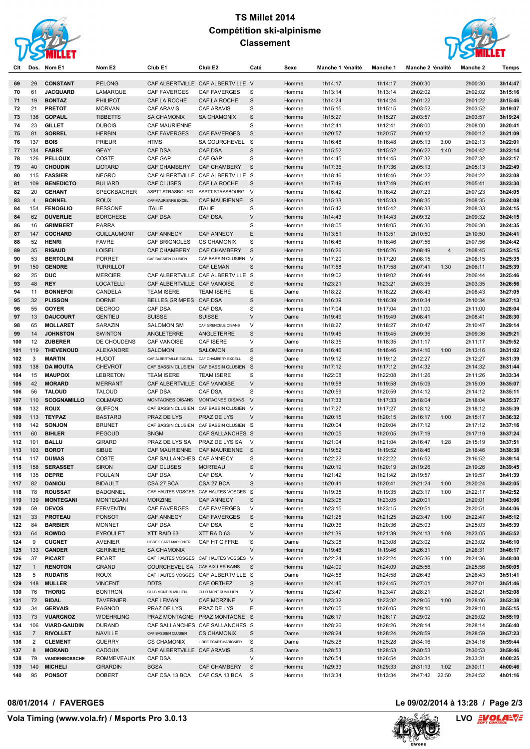# TS Millet 2014

## Compétition ski-alpinisme

## Classement

| Clt | Dos. | Nom E1 | Nom E2 | Club E1 | Club E2 | Caté | Sexe | Manche 1 | 'énalité | Manche 1 | Manche 2 | 'énalité | Manche 2 | Temps |
|---|---|---|---|---|---|---|---|---|---|---|---|---|---|---|
| 69 | 29 | **CONSTANT** | PELONG | CAF ALBERTVILLE | CAF ALBERTVILLE | V | Homme | 1h14:17 | | 1h14:17 | 2h00:30 | | 2h00:30 | **3h14:47** |
| 70 | 61 | **JACQUARD** | LAMARQUE | CAF FAVERGES | CAF FAVERGES | S | Homme | 1h13:14 | | 1h13:14 | 2h02:02 | | 2h02:02 | **3h15:16** |
| 71 | 19 | **BONTAZ** | PHILIPOT | CAF LA ROCHE | CAF LA ROCHE | S | Homme | 1h14:24 | | 1h14:24 | 2h01:22 | | 2h01:22 | **3h15:46** |
| 72 | 21 | **PRETOT** | MORVAN | CAF ARAVIS | CAF ARAVIS | S | Homme | 1h15:15 | | 1h15:15 | 2h03:52 | | 2h03:52 | **3h19:07** |
| 73 | 136 | **GOPAUL** | TIBBETTS | SA CHAMONIX | SA CHAMONIX | S | Homme | 1h15:27 | | 1h15:27 | 2h03:57 | | 2h03:57 | **3h19:24** |
| 74 | 23 | **GILLET** | DUBOIS | CAF MAURIENNE | | S | Homme | 1h12:41 | | 1h12:41 | 2h08:00 | | 2h08:00 | **3h20:41** |
| 75 | 81 | **SORREL** | HERBIN | CAF FAVERGES | CAF FAVERGES | S | Homme | 1h20:57 | | 1h20:57 | 2h00:12 | | 2h00:12 | **3h21:09** |
| 76 | 137 | **BOIS** | PRIEUR | HTMS | SA COURCHEVEL | S | Homme | 1h16:48 | | 1h16:48 | 2h05:13 | 3:00 | 2h02:13 | **3h22:01** |
| 77 | 134 | **FABRE** | GEAY | CAF DSA | CAF DSA | S | Homme | 1h15:52 | | 1h15:52 | 2h06:22 | 1:40 | 2h04:42 | **3h22:14** |
| 78 | 126 | **PELLOUX** | COSTE | CAF GAP | CAF GAP | S | Homme | 1h14:45 | | 1h14:45 | 2h07:32 | | 2h07:32 | **3h22:17** |
| 79 | 40 | **CHOUDIN** | LIOTARD | CAF CHAMBERY | CAF CHAMBERY | S | Homme | 1h17:36 | | 1h17:36 | 2h05:13 | | 2h05:13 | **3h22:49** |
| 80 | 115 | **FASSIER** | NEGRO | CAF ALBERTVILLE | CAF ALBERTVILLE | S | Homme | 1h18:46 | | 1h18:46 | 2h04:22 | | 2h04:22 | **3h23:08** |
| 81 | 109 | **BENEDICTO** | BULIARD | CAF CLUSES | CAF LA ROCHE | S | Homme | 1h17:49 | | 1h17:49 | 2h05:41 | | 2h05:41 | **3h23:30** |
| 82 | 20 | **GEHANT** | SPECKBACHER | ASPTT STRASBOURG | ASPTT STRASBOURG | V | Homme | 1h16:42 | | 1h16:42 | 2h07:23 | | 2h07:23 | **3h24:05** |
| 83 | 4 | **BONNEL** | ROUX | CAF MAURIENNE EXCEL | CAF MAURIENNE | S | Homme | 1h15:33 | | 1h15:33 | 2h08:35 | | 2h08:35 | **3h24:08** |
| 84 | 154 | **FENOGLIO** | BESSONE | ITALIE | ITALIE | S | Homme | 1h15:42 | | 1h15:42 | 2h08:33 | | 2h08:33 | **3h24:15** |
| 84 | 62 | **DUVERLIE** | BORGHESE | CAF DSA | CAF DSA | V | Homme | 1h14:43 | | 1h14:43 | 2h09:32 | | 2h09:32 | **3h24:15** |
| 86 | 16 | **GRIMBERT** | PARRA | | | S | Homme | 1h18:05 | | 1h18:05 | 2h06:30 | | 2h06:30 | **3h24:35** |
| 87 | 147 | **COCHARD** | GUILLAUMONT | CAF ANNECY | CAF ANNECY | E | Homme | 1h13:51 | | 1h13:51 | 2h10:50 | | 2h10:50 | **3h24:41** |
| 88 | 52 | **HENRI** | FAVRE | CAF BRIGNOLES | CS CHAMONIX | S | Homme | 1h16:46 | | 1h16:46 | 2h07:56 | | 2h07:56 | **3h24:42** |
| 89 | 35 | **RIGAUD** | LOISEL | CAF CHAMBERY | CAF CHAMBERY | S | Homme | 1h16:26 | | 1h16:26 | 2h08:49 | 4 | 2h08:45 | **3h25:15** |
| 90 | 53 | **BERTOLINI** | PORRET | CAF BASSIEN CLUSIEN | CAF BASSIN CLUSIEN | V | Homme | 1h17:20 | | 1h17:20 | 2h08:15 | | 2h08:15 | **3h25:35** |
| 91 | 150 | **GENDRE** | TURRILLOT | | CAF LEMAN | S | Homme | 1h17:58 | | 1h17:58 | 2h07:41 | 1:30 | 2h06:11 | **3h25:39** |
| 92 | 25 | **DUC** | MERCIER | CAF ALBERTVILLE | CAF ALBERTVILLE | S | Homme | 1h19:02 | | 1h19:02 | 2h06:44 | | 2h06:44 | **3h25:46** |
| 93 | 48 | **REY** | LOCATELLI | CAF ALBERTVILLE | CAF VANOISE | S | Homme | 1h23:21 | | 1h23:21 | 2h03:35 | | 2h03:35 | **3h26:56** |
| 94 | 11 | **BONNEFOI** | CANDELA | TEAM ISERE | TEAM ISERE | E | Dame | 1h18:22 | | 1h18:22 | 2h08:43 | | 2h08:43 | **3h27:05** |
| 95 | 32 | **PLISSON** | DORNE | BELLES GRIMPES | CAF DSA | S | Homme | 1h16:39 | | 1h16:39 | 2h10:34 | | 2h10:34 | **3h27:13** |
| 96 | 55 | **GOYER** | DECROO | CAF DSA | CAF DSA | S | Homme | 1h17:04 | | 1h17:04 | 2h11:00 | | 2h11:00 | **3h28:04** |
| 97 | 13 | **DAUCOURT** | GENTIEU | SUISSE | SUISSE | V | Dame | 1h19:49 | | 1h19:49 | 2h08:41 | | 2h08:41 | **3h28:30** |
| 98 | 65 | **MOLLARET** | SARAZIN | SALOMON SM | CAF GRENOBLE OISANS | V | Homme | 1h18:27 | | 1h18:27 | 2h10:47 | | 2h10:47 | **3h29:14** |
| 99 | 14 | **JOHNSTON** | SWINTON | ANGLETERRE | ANGLETERRE | S | Homme | 1h19:45 | | 1h19:45 | 2h09:36 | | 2h09:36 | **3h29:21** |
| 100 | 12 | **ZUBERER** | DE CHOUDENS | CAF VANOISE | CAF ISERE | V | Dame | 1h18:35 | | 1h18:35 | 2h11:17 | | 2h11:17 | **3h29:52** |
| 101 | 119 | **THEVENOUD** | ALEXANDRE | SALOMON | SALOMON | S | Homme | 1h16:46 | | 1h16:46 | 2h14:16 | 1:00 | 2h13:16 | **3h31:02** |
| 102 | 3 | **MARTIN** | HUGOT | CAF ALBERTVILLE EXCELL | CAF CHAMBERY EXCELL | S | Dame | 1h19:12 | | 1h19:12 | 2h12:27 | | 2h12:27 | **3h31:39** |
| 103 | 138 | **DA MOUTA** | CHEVROT | CAF BASSIN CLUSIEN | CAF BASSIN CLUSIEN | S | Homme | 1h17:12 | | 1h17:12 | 2h14:32 | | 2h14:32 | **3h31:44** |
| 104 | 15 | **MAUPOIX** | LEBRETON | TEAM ISERE | TEAM ISERE | S | Homme | 1h22:08 | | 1h22:08 | 2h11:26 | | 2h11:26 | **3h33:34** |
| 105 | 42 | **MORARD** | MERRANT | CAF ALBERTVILLE | CAF VANOISE | V | Homme | 1h19:58 | | 1h19:58 | 2h15:09 | | 2h15:09 | **3h35:07** |
| 106 | 56 | **TALOUD** | TALOUD | CAF DSA | CAF DSA | S | Homme | 1h20:59 | | 1h20:59 | 2h14:12 | | 2h14:12 | **3h35:11** |
| 107 | 110 | **SCOGNAMILLO** | COLMARD | MONTAGNES OISANS | MONTAGNES OISANS | V | Homme | 1h17:33 | | 1h17:33 | 2h18:04 | | 2h18:04 | **3h35:37** |
| 108 | 132 | **ROUX** | GUFFON | CAF BASSIN CLUSIEN | CAF BASSIN CLUSIEN | V | Homme | 1h17:27 | | 1h17:27 | 2h18:12 | | 2h18:12 | **3h35:39** |
| 109 | 113 | **TEYPAZ** | BASTARD | PRAZ DE LYS | PRAZ DE LYS | V | Homme | 1h20:15 | | 1h20:15 | 2h16:17 | 1:00 | 2h15:17 | **3h36:32** |
| 110 | 142 | **SONJON** | BRUNET | CAF BASSIN CLUSIEN | CAF BASSIN CLUSIEN | S | Homme | 1h20:04 | | 1h20:04 | 2h17:12 | | 2h17:12 | **3h37:16** |
| 111 | 60 | **BIHLER** | PEGOUD | SNGM | CAF SALLANCHES | S | Homme | 1h20:05 | | 1h20:05 | 2h17:19 | | 2h17:19 | **3h37:24** |
| 112 | 101 | **BALLU** | GIRARD | PRAZ DE LYS SA | PRAZ DE LYS SA | V | Homme | 1h21:04 | | 1h21:04 | 2h16:47 | 1:28 | 2h15:19 | **3h37:51** |
| 113 | 103 | **BOROT** | SIBUE | CAF MAURIENNE | CAF MAURIENNE | S | Homme | 1h19:52 | | 1h19:52 | 2h18:46 | | 2h18:46 | **3h38:38** |
| 114 | 117 | **DUMAS** | COSTE | CAF SALLANCHES | CAF ANNECY | S | Homme | 1h22:22 | | 1h22:22 | 2h16:52 | | 2h16:52 | **3h39:14** |
| 115 | 158 | **SERASSET** | SIRON | CAF CLUSES | MORTEAU | S | Homme | 1h20:19 | | 1h20:19 | 2h19:26 | | 2h19:26 | **3h39:45** |
| 116 | 135 | **DEPRE** | POULAIN | CAF DSA | CAF DSA | V | Homme | 1h21:42 | | 1h21:42 | 2h19:57 | | 2h19:57 | **3h41:39** |
| 117 | 82 | **DANIOU** | BIDAULT | CSA 27 BCA | CSA 27 BCA | S | Homme | 1h20:41 | | 1h20:41 | 2h21:24 | 1:00 | 2h20:24 | **3h42:05** |
| 118 | 78 | **ROUSSAT** | BADONNEL | CAF HAUTES VOSGES | CAF HAUTES VOSGES | S | Homme | 1h19:35 | | 1h19:35 | 2h23:17 | 1:00 | 2h22:17 | **3h42:52** |
| 119 | 139 | **MONTEGANI** | MONTEGANI | MORZINE | CAF ANNECY | S | Homme | 1h23:05 | | 1h23:05 | 2h20:01 | | 2h20:01 | **3h43:06** |
| 120 | 59 | **DEVOS** | FERVENTIN | CAF FAVERGES | CAF FAVERGES | V | Homme | 1h23:15 | | 1h23:15 | 2h20:51 | | 2h20:51 | **3h44:06** |
| 121 | 33 | **PROTEAU** | PONSOT | CAF ANNECY | CAF FAVERGES | S | Homme | 1h21:25 | | 1h21:25 | 2h23:47 | 1:00 | 2h22:47 | **3h45:12** |
| 122 | 84 | **BARBIER** | MONNET | CAF DSA | CAF DSA | S | Homme | 1h20:36 | | 1h20:36 | 2h25:03 | | 2h25:03 | **3h45:39** |
| 123 | 64 | **ROWDO** | EYROULET | XTT RAID 63 | XTT RAID 63 | V | Homme | 1h21:39 | | 1h21:39 | 2h24:13 | 1:08 | 2h23:05 | **3h45:52** |
| 124 | 9 | **CUGNET** | AVENIER | LIBRE ECART MARIGNIER | CAF HT GIFFRE | S | Dame | 1h23:08 | | 1h23:08 | 2h23:02 | | 2h23:02 | **3h46:10** |
| 125 | 133 | **GANDER** | GERINIERE | SA CHAMONIX | | V | Homme | 1h19:46 | | 1h19:46 | 2h26:31 | | 2h26:31 | **3h46:17** |
| 126 | 37 | **PICART** | PICART | CAF HAUTES VOSGES | CAF HAUTES VOSGES | V | Homme | 1h22:24 | | 1h22:24 | 2h25:36 | 1:00 | 2h24:36 | **3h48:00** |
| 127 | 1 | **RENOTON** | GRAND | COURCHEVEL SA | CAF AIX LES BAINS | S | Homme | 1h24:09 | | 1h24:09 | 2h25:56 | | 2h25:56 | **3h50:05** |
| 128 | 5 | **RUDATIS** | ROUX | CAF HAUTES VOSGES | CAF ALBERTVILLE | S | Dame | 1h24:58 | | 1h24:58 | 2h26:43 | | 2h26:43 | **3h51:41** |
| 129 | 148 | **MULLER** | VINCENT | DDTS | CAF ORTHEZ | S | Homme | 1h24:45 | | 1h24:45 | 2h27:01 | | 2h27:01 | **3h51:46** |
| 130 | 76 | **THORIG** | BONTRON | CLUB MONT RUMILLIEN | CLUB MONT RUMILLIEN | V | Homme | 1h23:47 | | 1h23:47 | 2h28:21 | | 2h28:21 | **3h52:08** |
| 131 | 72 | **BIDAL** | TAVERNIER | CAF LEMAN | CAF MORZINE | V | Homme | 1h23:32 | | 1h23:32 | 2h29:06 | 1:00 | 2h28:06 | **3h52:38** |
| 132 | 34 | **GERVAIS** | PAGNOD | PRAZ DE LYS | PRAZ DE LYS | E | Homme | 1h26:05 | | 1h26:05 | 2h29:10 | | 2h29:10 | **3h55:15** |
| 133 | 73 | **VUARGNOZ** | WOEHRLING | PRAZ MONTAGNE | PRAZ MONTAGNE | S | Homme | 1h26:17 | | 1h26:17 | 2h29:02 | | 2h29:02 | **3h55:19** |
| 134 | 106 | **VIARD-GAUDIN** | DURAND | CAF SALLANCHES | CAF SALLANCHES | S | Homme | 1h28:26 | | 1h28:26 | 2h28:14 | | 2h28:14 | **3h56:40** |
| 135 | 7 | **RIVOLLET** | NAVILLE | CAF BASSIEN CLUSIEN | CS CHAMONIX | S | Dame | 1h28:24 | | 1h28:24 | 2h28:59 | | 2h28:59 | **3h57:23** |
| 136 | 2 | **CLEMENT** | GUERRY | CS CHAMONIX | LIBRE ECART MARIGNIER | S | Dame | 1h25:28 | | 1h25:28 | 2h34:16 | | 2h34:16 | **3h59:44** |
| 137 | 8 | **MORAND** | CADOUX | CAF ALBERTVILLE | CAF ARAVIS | S | Dame | 1h28:53 | | 1h28:53 | 2h30:53 | | 2h30:53 | **3h59:46** |
| 138 | 79 | **VANDENBOSSCHE** | ROMMEVEAUX | CAF DSA | | V | Homme | 1h26:54 | | 1h26:54 | 2h33:31 | | 2h33:31 | **4h00:25** |
| 139 | 140 | **MICHELI** | GIRARDIN | BGSA | CAF CHAMBERY | S | Homme | 1h29:33 | | 1h29:33 | 2h31:13 | 1:02 | 2h30:11 | **4h00:46** |
| 140 | 95 | **PONSOT** | DOBERT | CAF CSA 13 BCA | CAF CSA 13 BCA | S | Homme | 1h13:34 | | 1h13:34 | 2h47:42 | 22:50 | 2h24:52 | **4h01:16** |

**08/01/2014 / FAVERGES**

**Le 09/02/2014 à 13:28**

**Vola Timing (www.vola.fr) / Msports Pro 3.0.13**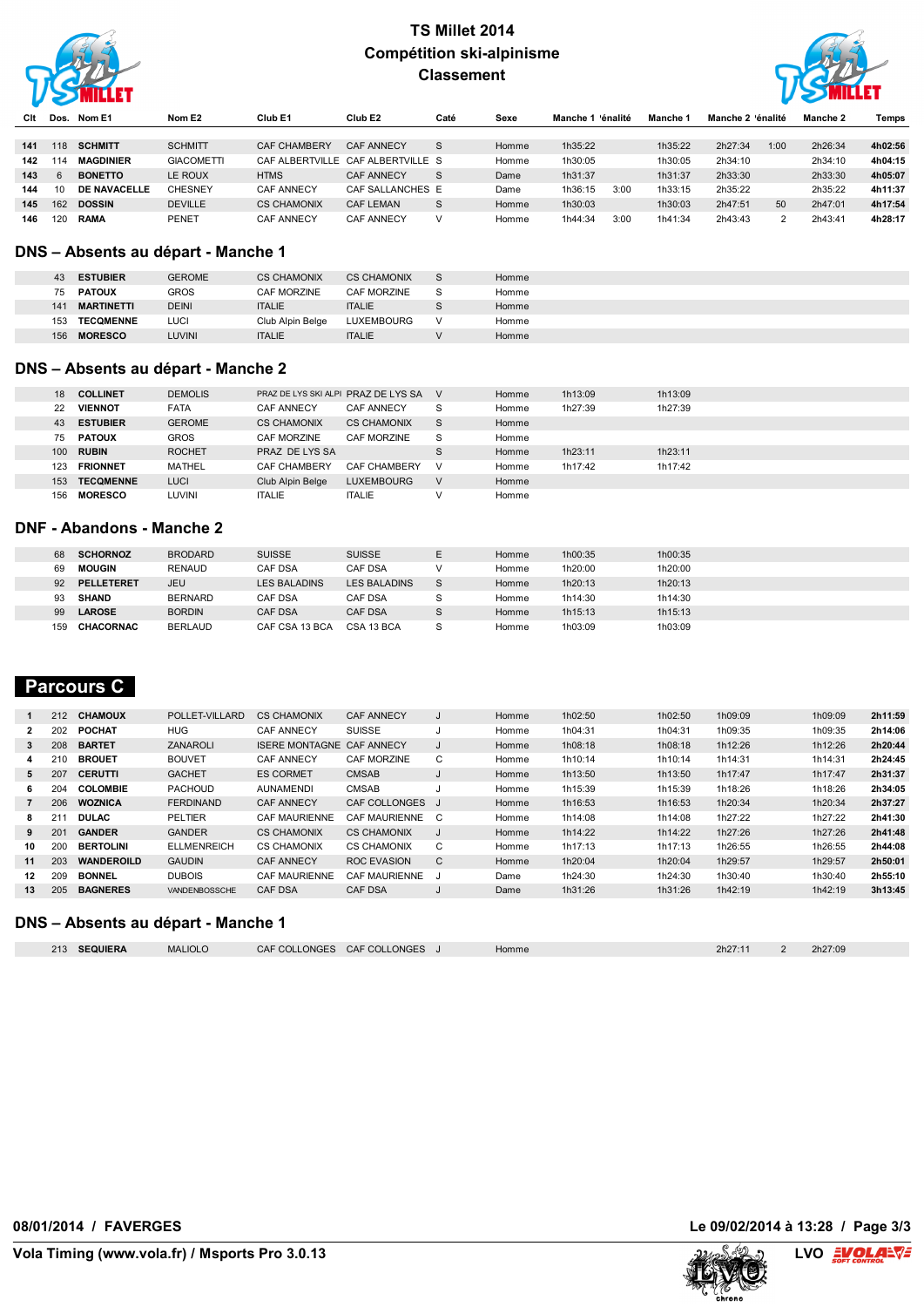# TS Millet 2014
## Compétition ski-alpinisme
## Classement

| Clt | Dos. | Nom E1 | Nom E2 | Club E1 | Club E2 | Caté | Sexe | Manche 1 | Pénalité | Manche 1 | Manche 2 | Pénalité | Manche 2 | Temps |
|---|---|---|---|---|---|---|---|---|---|---|---|---|---|---|
| 141 | 118 | **SCHMITT** | SCHMITT | CAF CHAMBERY | CAF ANNECY | S | Homme | 1h35:22 | | 1h35:22 | 2h27:34 | 1:00 | 2h26:34 | **4h02:56** |
| 142 | 114 | **MAGDINIER** | GIACOMETTI | CAF ALBERTVILLE | CAF ALBERTVILLE | S | Homme | 1h30:05 | | 1h30:05 | 2h34:10 | | 2h34:10 | **4h04:15** |
| 143 | 6 | **BONETTO** | LE ROUX | HTMS | CAF ANNECY | S | Dame | 1h31:37 | | 1h31:37 | 2h33:30 | | 2h33:30 | **4h05:07** |
| 144 | 10 | **DE NAVACELLE** | CHESNEY | CAF ANNECY | CAF SALLANCHES | E | Dame | 1h36:15 | 3:00 | 1h33:15 | 2h35:22 | | 2h35:22 | **4h11:37** |
| 145 | 162 | **DOSSIN** | DEVILLE | CS CHAMONIX | CAF LEMAN | S | Homme | 1h30:03 | | 1h30:03 | 2h47:51 | 50 | 2h47:01 | **4h17:54** |
| 146 | 120 | **RAMA** | PENET | CAF ANNECY | CAF ANNECY | V | Homme | 1h44:34 | 3:00 | 1h41:34 | 2h43:43 | 2 | 2h43:41 | **4h28:17** |

## DNS – Absents au départ - Manche 1

| Dos. | Nom E1 | Nom E2 | Club E1 | Club E2 | Caté | Sexe |
|---|---|---|---|---|---|---|
| 43 | **ESTUBIER** | GEROME | CS CHAMONIX | CS CHAMONIX | S | Homme |
| 75 | **PATOUX** | GROS | CAF MORZINE | CAF MORZINE | S | Homme |
| 141 | **MARTINETTI** | DEINI | ITALIE | ITALIE | S | Homme |
| 153 | **TECQMENNE** | LUCI | Club Alpin Belge | LUXEMBOURG | V | Homme |
| 156 | **MORESCO** | LUVINI | ITALIE | ITALIE | V | Homme |

## DNS – Absents au départ - Manche 2

| Dos. | Nom E1 | Nom E2 | Club E1 | Club E2 | Caté | Sexe | Manche 1 | Manche 1 |
|---|---|---|---|---|---|---|---|---|
| 18 | **COLLINET** | DEMOLIS | PRAZ DE LYS SKI ALPI | PRAZ DE LYS SA | V | Homme | 1h13:09 | 1h13:09 |
| 22 | **VIENNOT** | FATA | CAF ANNECY | CAF ANNECY | S | Homme | 1h27:39 | 1h27:39 |
| 43 | **ESTUBIER** | GEROME | CS CHAMONIX | CS CHAMONIX | S | Homme | | |
| 75 | **PATOUX** | GROS | CAF MORZINE | CAF MORZINE | S | Homme | | |
| 100 | **RUBIN** | ROCHET | PRAZ DE LYS SA | | S | Homme | 1h23:11 | 1h23:11 |
| 123 | **FRIONNET** | MATHEL | CAF CHAMBERY | CAF CHAMBERY | V | Homme | 1h17:42 | 1h17:42 |
| 153 | **TECQMENNE** | LUCI | Club Alpin Belge | LUXEMBOURG | V | Homme | | |
| 156 | **MORESCO** | LUVINI | ITALIE | ITALIE | V | Homme | | |

## DNF - Abandons - Manche 2

| Dos. | Nom E1 | Nom E2 | Club E1 | Club E2 | Caté | Sexe | Manche 1 | Manche 1 |
|---|---|---|---|---|---|---|---|---|
| 68 | **SCHORNOZ** | BRODARD | SUISSE | SUISSE | E | Homme | 1h00:35 | 1h00:35 |
| 69 | **MOUGIN** | RENAUD | CAF DSA | CAF DSA | V | Homme | 1h20:00 | 1h20:00 |
| 92 | **PELLETERET** | JEU | LES BALADINS | LES BALADINS | S | Homme | 1h20:13 | 1h20:13 |
| 93 | **SHAND** | BERNARD | CAF DSA | CAF DSA | S | Homme | 1h14:30 | 1h14:30 |
| 99 | **LAROSE** | BORDIN | CAF DSA | CAF DSA | S | Homme | 1h15:13 | 1h15:13 |
| 159 | **CHACORNAC** | BERLAUD | CAF CSA 13 BCA | CSA 13 BCA | S | Homme | 1h03:09 | 1h03:09 |

## Parcours C

| Clt | Dos. | Nom E1 | Nom E2 | Club E1 | Club E2 | Caté | Sexe | Manche 1 | Pénalité | Manche 1 | Manche 2 | Pénalité | Manche 2 | Temps |
|---|---|---|---|---|---|---|---|---|---|---|---|---|---|---|
| 1 | 212 | **CHAMOUX** | POLLET-VILLARD | CS CHAMONIX | CAF ANNECY | J | Homme | 1h02:50 | | 1h02:50 | 1h09:09 | | 1h09:09 | **2h11:59** |
| 2 | 202 | **POCHAT** | HUG | CAF ANNECY | SUISSE | J | Homme | 1h04:31 | | 1h04:31 | 1h09:35 | | 1h09:35 | **2h14:06** |
| 3 | 208 | **BARTET** | ZANAROLI | ISERE MONTAGNE | CAF ANNECY | J | Homme | 1h08:18 | | 1h08:18 | 1h12:26 | | 1h12:26 | **2h20:44** |
| 4 | 210 | **BROUET** | BOUVET | CAF ANNECY | CAF MORZINE | C | Homme | 1h10:14 | | 1h10:14 | 1h14:31 | | 1h14:31 | **2h24:45** |
| 5 | 207 | **CERUTTI** | GACHET | ES CORMET | CMSAB | J | Homme | 1h13:50 | | 1h13:50 | 1h17:47 | | 1h17:47 | **2h31:37** |
| 6 | 204 | **COLOMBIE** | PACHOUD | AUNAMENDI | CMSAB | J | Homme | 1h15:39 | | 1h15:39 | 1h18:26 | | 1h18:26 | **2h34:05** |
| 7 | 206 | **WOZNICA** | FERDINAND | CAF ANNECY | CAF COLLONGES | J | Homme | 1h16:53 | | 1h16:53 | 1h20:34 | | 1h20:34 | **2h37:27** |
| 8 | 211 | **DULAC** | PELTIER | CAF MAURIENNE | CAF MAURIENNE | C | Homme | 1h14:08 | | 1h14:08 | 1h27:22 | | 1h27:22 | **2h41:30** |
| 9 | 201 | **GANDER** | GANDER | CS CHAMONIX | CS CHAMONIX | J | Homme | 1h14:22 | | 1h14:22 | 1h27:26 | | 1h27:26 | **2h41:48** |
| 10 | 200 | **BERTOLINI** | ELLMENREICH | CS CHAMONIX | CS CHAMONIX | C | Homme | 1h17:13 | | 1h17:13 | 1h26:55 | | 1h26:55 | **2h44:08** |
| 11 | 203 | **WANDEROILD** | GAUDIN | CAF ANNECY | ROC EVASION | C | Homme | 1h20:04 | | 1h20:04 | 1h29:57 | | 1h29:57 | **2h50:01** |
| 12 | 209 | **BONNEL** | DUBOIS | CAF MAURIENNE | CAF MAURIENNE | J | Dame | 1h24:30 | | 1h24:30 | 1h30:40 | | 1h30:40 | **2h55:10** |
| 13 | 205 | **BAGNERES** | VANDENBOSSCHE | CAF DSA | CAF DSA | J | Dame | 1h31:26 | | 1h31:26 | 1h42:19 | | 1h42:19 | **3h13:45** |

## DNS – Absents au départ - Manche 1

| Dos. | Nom E1 | Nom E2 | Club E1 | Club E2 | Caté | Sexe | Manche 2 | Pénalité | Manche 2 |
|---|---|---|---|---|---|---|---|---|---|
| 213 | **SEQUIERA** | MALIOLO | CAF COLLONGES | CAF COLLONGES | J | Homme | 2h27:11 | 2 | 2h27:09 |

**08/01/2014 / FAVERGES**

**Le 09/02/2014 à 13:28**

**Vola Timing (www.vola.fr) / Msports Pro 3.0.13**